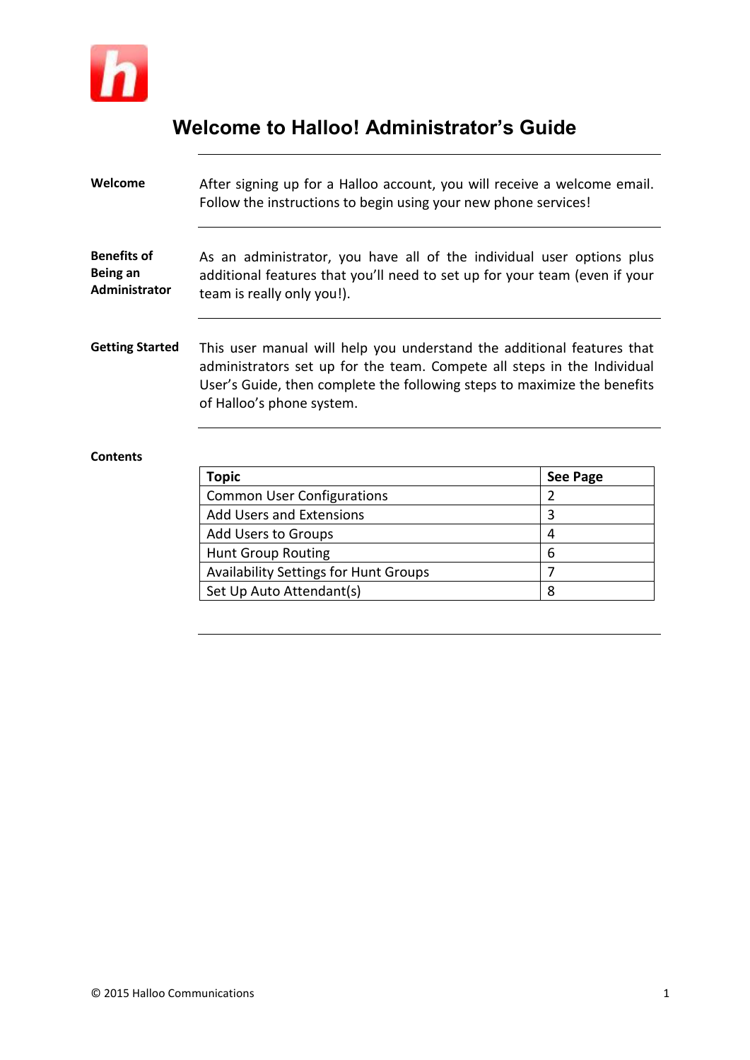# Welcome to Halloo! Administrator's Guide

**Welcome**

After signing up for a Halloo account, you will receive a welcome email. Follow the instructions to begin using your new phone services!

**Benefits of Being an Administrator**

As an administrator, you have all of the individual user options plus additional features that you'll need to set up for your team (even if your team is really only you!).

**Getting Started**

This user manual will help you understand the additional features that administrators set up for the team. Compete all steps in the Individual User's Guide, then complete the following steps to maximize the benefits of Halloo's phone system.

**Contents**

| Topic | See Page |
| --- | --- |
| Common User Configurations | 2 |
| Add Users and Extensions | 3 |
| Add Users to Groups | 4 |
| Hunt Group Routing | 6 |
| Availability Settings for Hunt Groups | 7 |
| Set Up Auto Attendant(s) | 8 |

© 2015 Halloo Communications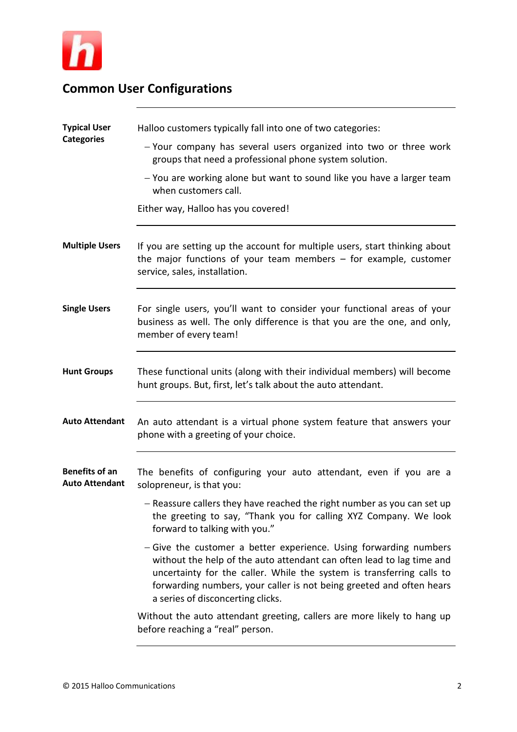## Common User Configurations

**Typical User Categories**

Halloo customers typically fall into one of two categories:

- Your company has several users organized into two or three work groups that need a professional phone system solution.
- You are working alone but want to sound like you have a larger team when customers call.

Either way, Halloo has you covered!

**Multiple Users**

If you are setting up the account for multiple users, start thinking about the major functions of your team members – for example, customer service, sales, installation.

**Single Users**

For single users, you'll want to consider your functional areas of your business as well. The only difference is that you are the one, and only, member of every team!

**Hunt Groups**

These functional units (along with their individual members) will become hunt groups. But, first, let's talk about the auto attendant.

**Auto Attendant**

An auto attendant is a virtual phone system feature that answers your phone with a greeting of your choice.

**Benefits of an Auto Attendant**

The benefits of configuring your auto attendant, even if you are a solopreneur, is that you:

- Reassure callers they have reached the right number as you can set up the greeting to say, "Thank you for calling XYZ Company. We look forward to talking with you."
- Give the customer a better experience. Using forwarding numbers without the help of the auto attendant can often lead to lag time and uncertainty for the caller. While the system is transferring calls to forwarding numbers, your caller is not being greeted and often hears a series of disconcerting clicks.

Without the auto attendant greeting, callers are more likely to hang up before reaching a "real" person.

© 2015 Halloo Communications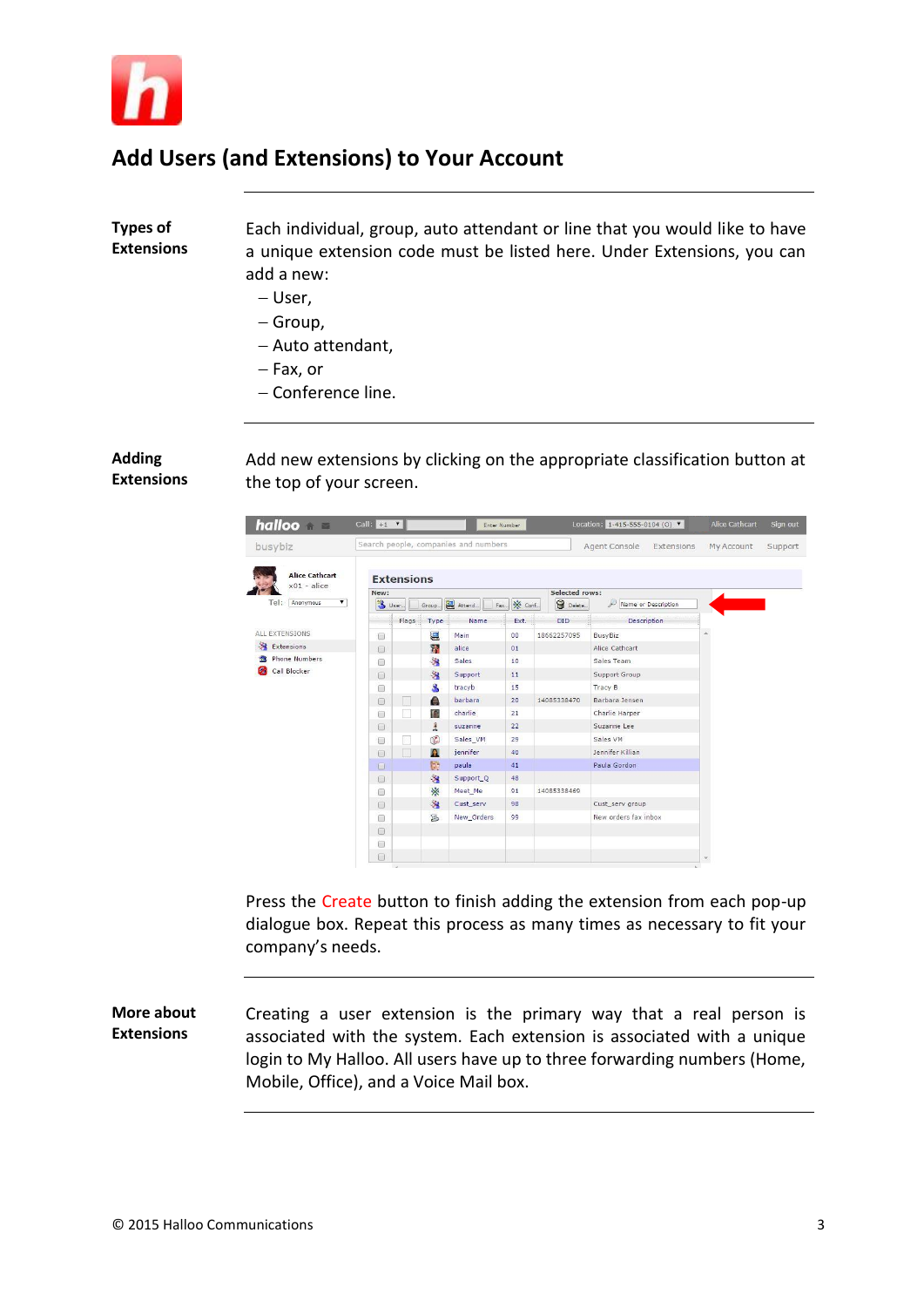## Add Users (and Extensions) to Your Account

**Types of Extensions**

Each individual, group, auto attendant or line that you would like to have a unique extension code must be listed here. Under Extensions, you can add a new:

- User,
- Group,
- Auto attendant,
- Fax, or
- Conference line.

**Adding Extensions**

Add new extensions by clicking on the appropriate classification button at the top of your screen.

Press the Create button to finish adding the extension from each pop-up dialogue box. Repeat this process as many times as necessary to fit your company's needs.

**More about Extensions**

Creating a user extension is the primary way that a real person is associated with the system. Each extension is associated with a unique login to My Halloo. All users have up to three forwarding numbers (Home, Mobile, Office), and a Voice Mail box.

© 2015 Halloo Communications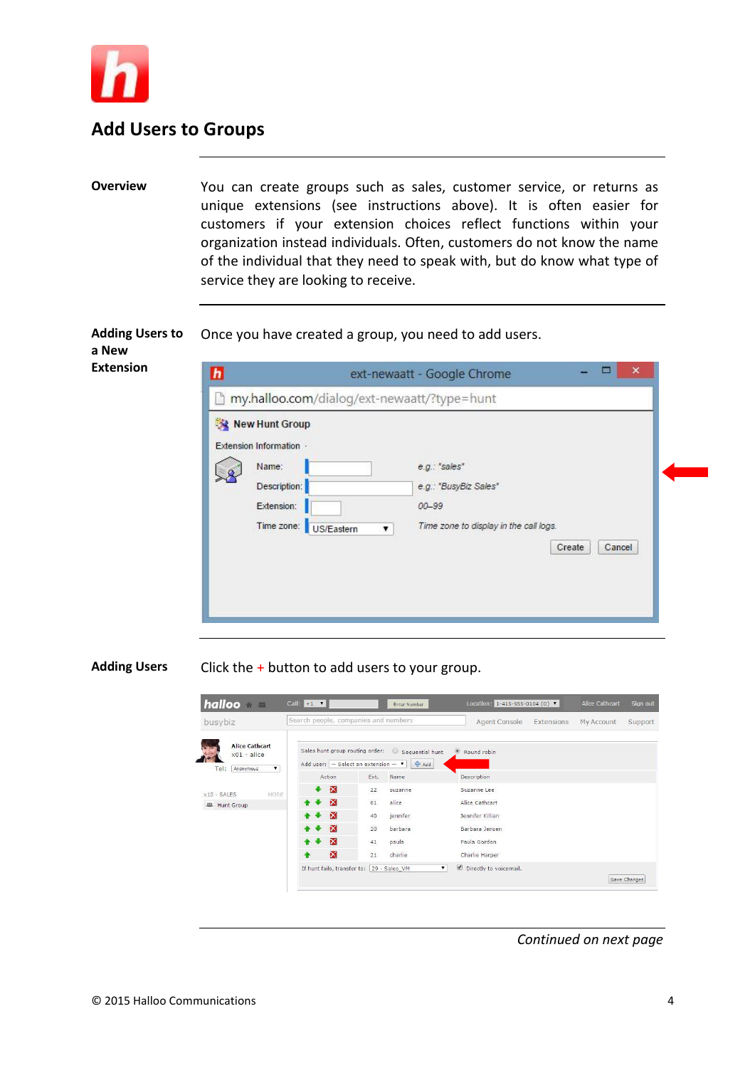# Add Users to Groups

**Overview**

You can create groups such as sales, customer service, or returns as unique extensions (see instructions above). It is often easier for customers if your extension choices reflect functions within your organization instead individuals. Often, customers do not know the name of the individual that they need to speak with, but do know what type of service they are looking to receive.

**Adding Users to a New Extension**

Once you have created a group, you need to add users.

**Adding Users**

Click the + button to add users to your group.

*Continued on next page*

© 2015 Halloo Communications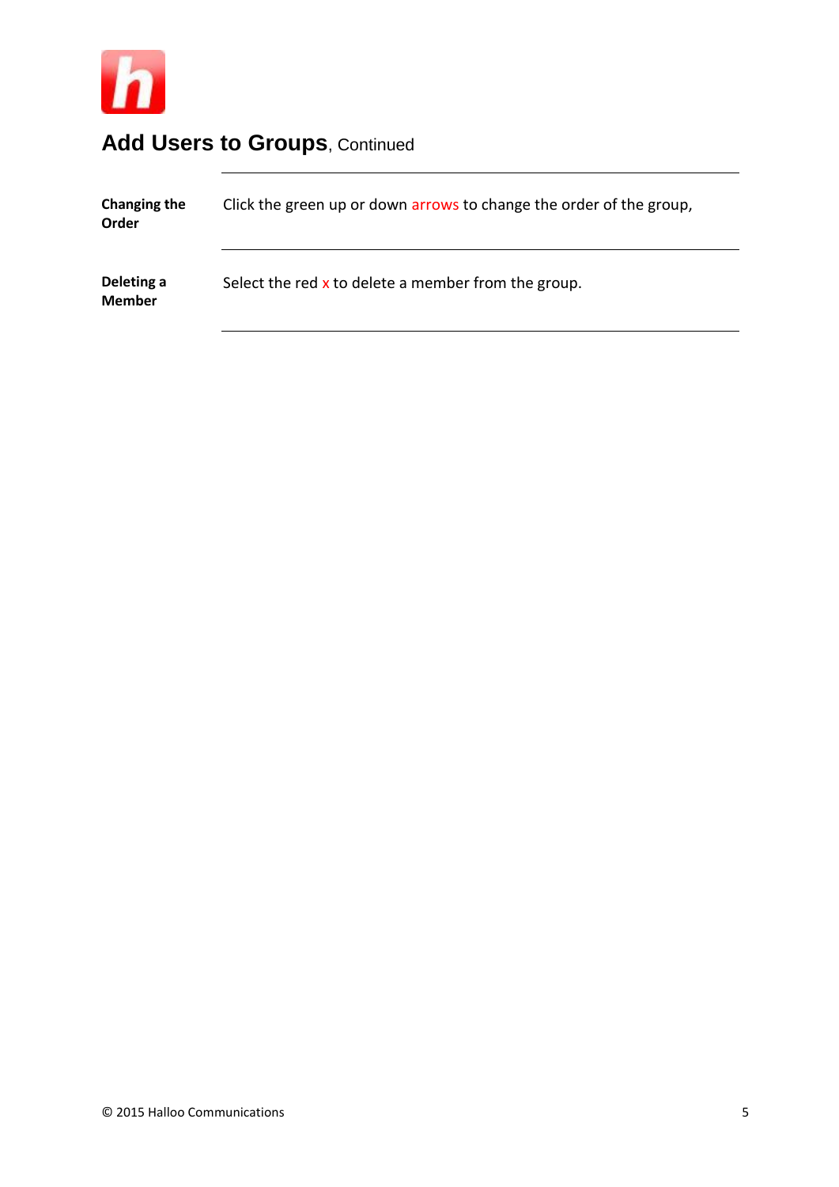# Add Users to Groups, Continued

| | |
|---|---|
| **Changing the Order** | Click the green up or down arrows to change the order of the group, |
| **Deleting a Member** | Select the red x to delete a member from the group. |

© 2015 Halloo Communications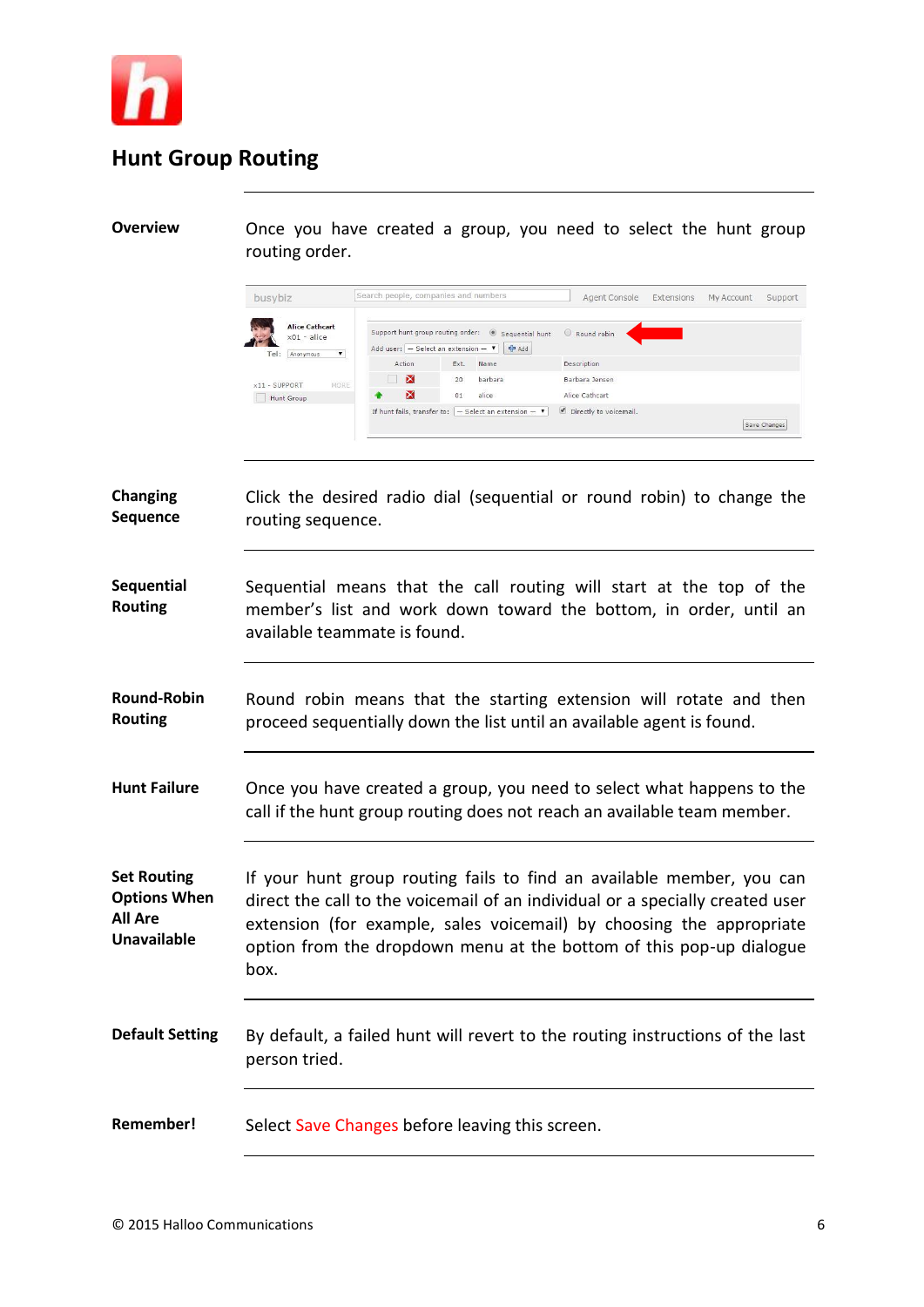## Hunt Group Routing

**Overview**

Once you have created a group, you need to select the hunt group routing order.

**Changing Sequence**

Click the desired radio dial (sequential or round robin) to change the routing sequence.

**Sequential Routing**

Sequential means that the call routing will start at the top of the member's list and work down toward the bottom, in order, until an available teammate is found.

**Round-Robin Routing**

Round robin means that the starting extension will rotate and then proceed sequentially down the list until an available agent is found.

**Hunt Failure**

Once you have created a group, you need to select what happens to the call if the hunt group routing does not reach an available team member.

**Set Routing Options When All Are Unavailable**

If your hunt group routing fails to find an available member, you can direct the call to the voicemail of an individual or a specially created user extension (for example, sales voicemail) by choosing the appropriate option from the dropdown menu at the bottom of this pop-up dialogue box.

**Default Setting**

By default, a failed hunt will revert to the routing instructions of the last person tried.

**Remember!**

Select Save Changes before leaving this screen.

© 2015 Halloo Communications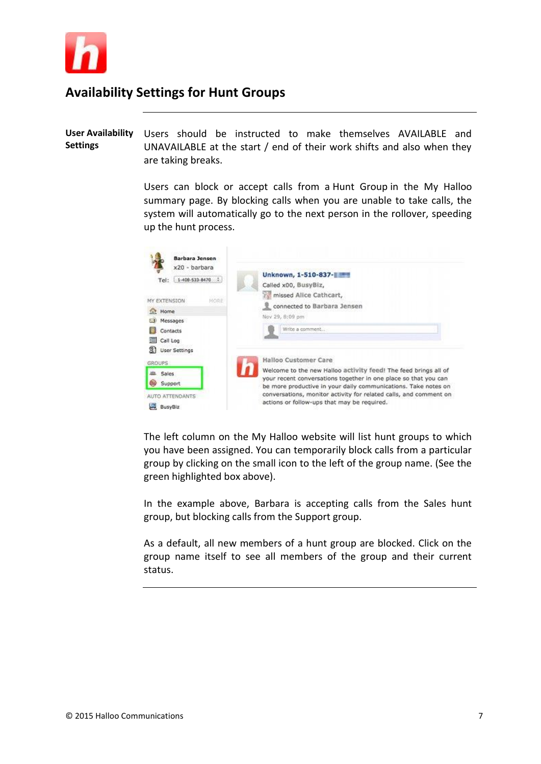## Availability Settings for Hunt Groups

**User Availability Settings**

Users should be instructed to make themselves AVAILABLE and UNAVAILABLE at the start / end of their work shifts and also when they are taking breaks.

Users can block or accept calls from a Hunt Group in the My Halloo summary page. By blocking calls when you are unable to take calls, the system will automatically go to the next person in the rollover, speeding up the hunt process.

The left column on the My Halloo website will list hunt groups to which you have been assigned. You can temporarily block calls from a particular group by clicking on the small icon to the left of the group name. (See the green highlighted box above).

In the example above, Barbara is accepting calls from the Sales hunt group, but blocking calls from the Support group.

As a default, all new members of a hunt group are blocked. Click on the group name itself to see all members of the group and their current status.

© 2015 Halloo Communications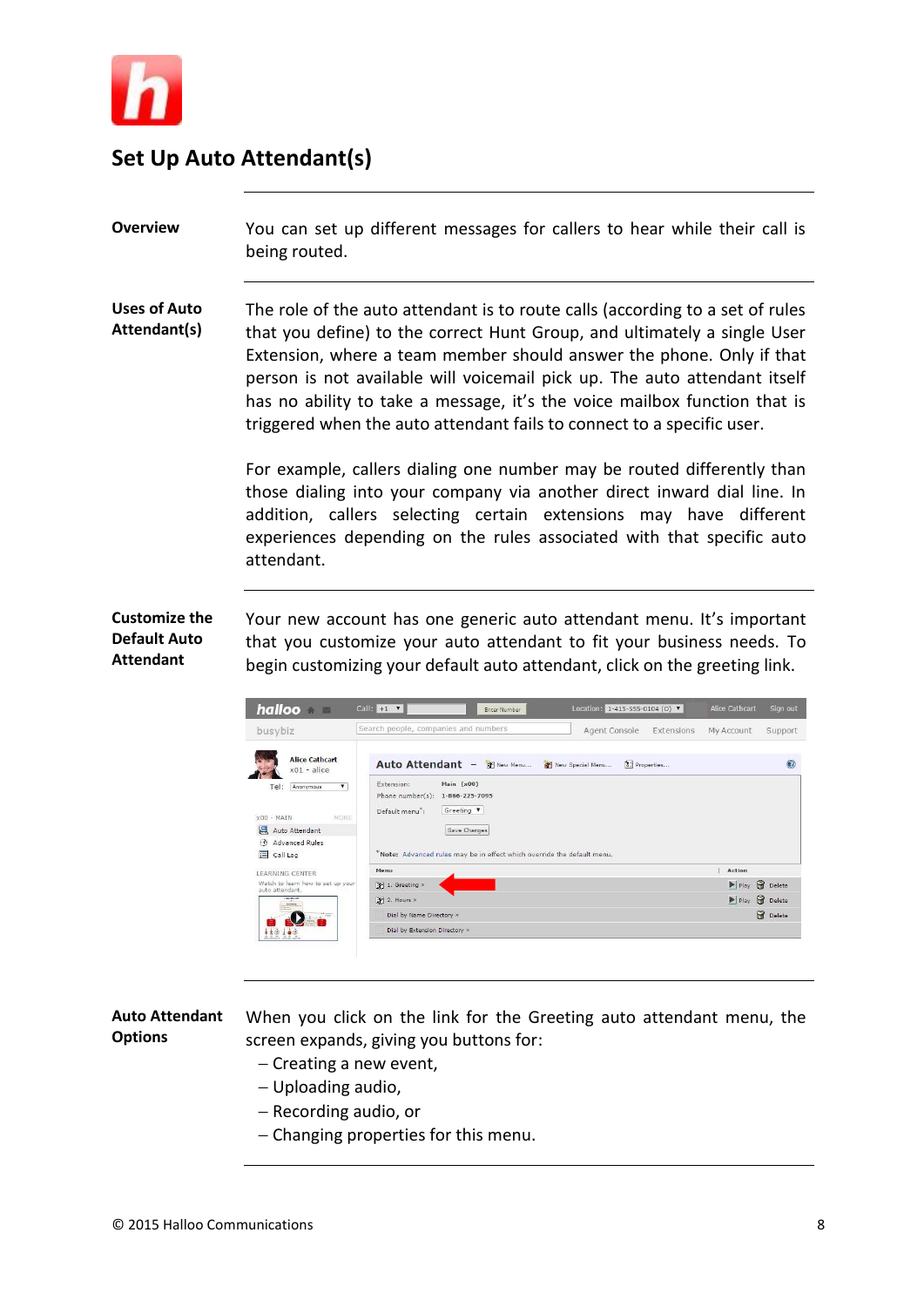# Set Up Auto Attendant(s)

**Overview**

You can set up different messages for callers to hear while their call is being routed.

**Uses of Auto Attendant(s)**

The role of the auto attendant is to route calls (according to a set of rules that you define) to the correct Hunt Group, and ultimately a single User Extension, where a team member should answer the phone. Only if that person is not available will voicemail pick up. The auto attendant itself has no ability to take a message, it's the voice mailbox function that is triggered when the auto attendant fails to connect to a specific user.

For example, callers dialing one number may be routed differently than those dialing into your company via another direct inward dial line. In addition, callers selecting certain extensions may have different experiences depending on the rules associated with that specific auto attendant.

**Customize the Default Auto Attendant**

Your new account has one generic auto attendant menu. It's important that you customize your auto attendant to fit your business needs. To begin customizing your default auto attendant, click on the greeting link.

**Auto Attendant Options**

When you click on the link for the Greeting auto attendant menu, the screen expands, giving you buttons for:

– Creating a new event,
– Uploading audio,
– Recording audio, or
– Changing properties for this menu.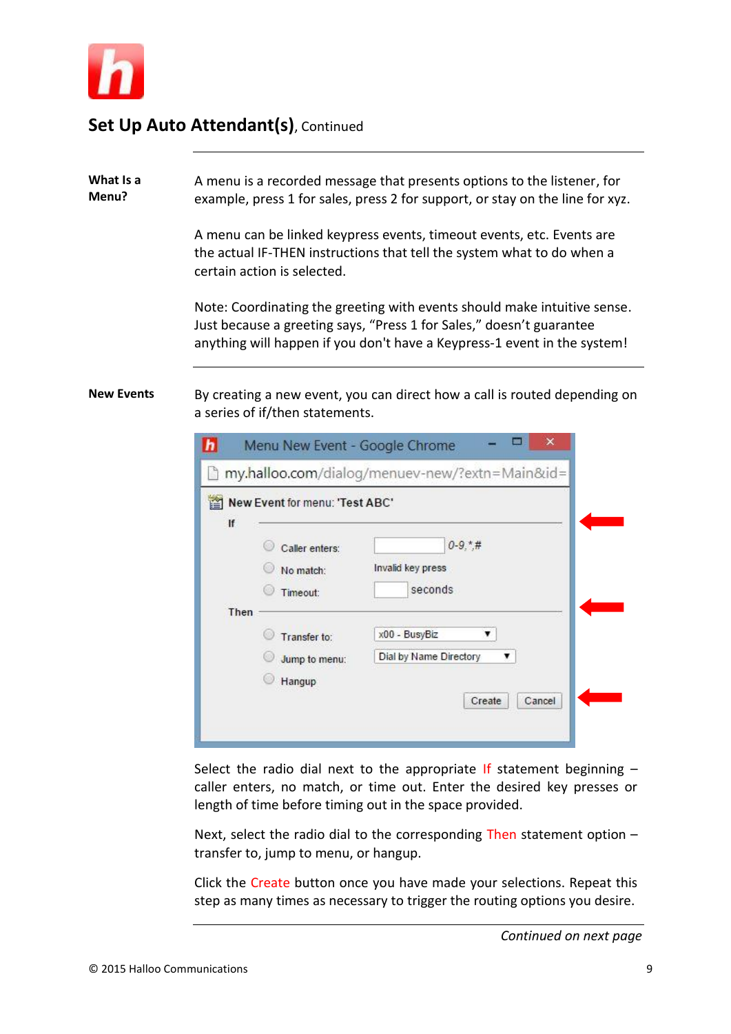## Set Up Auto Attendant(s), Continued

**What Is a Menu?**

A menu is a recorded message that presents options to the listener, for example, press 1 for sales, press 2 for support, or stay on the line for xyz.

A menu can be linked keypress events, timeout events, etc. Events are the actual IF-THEN instructions that tell the system what to do when a certain action is selected.

Note: Coordinating the greeting with events should make intuitive sense. Just because a greeting says, “Press 1 for Sales,” doesn’t guarantee anything will happen if you don't have a Keypress-1 event in the system!

**New Events**

By creating a new event, you can direct how a call is routed depending on a series of if/then statements.

Select the radio dial next to the appropriate If statement beginning – caller enters, no match, or time out. Enter the desired key presses or length of time before timing out in the space provided.

Next, select the radio dial to the corresponding Then statement option – transfer to, jump to menu, or hangup.

Click the Create button once you have made your selections. Repeat this step as many times as necessary to trigger the routing options you desire.

*Continued on next page*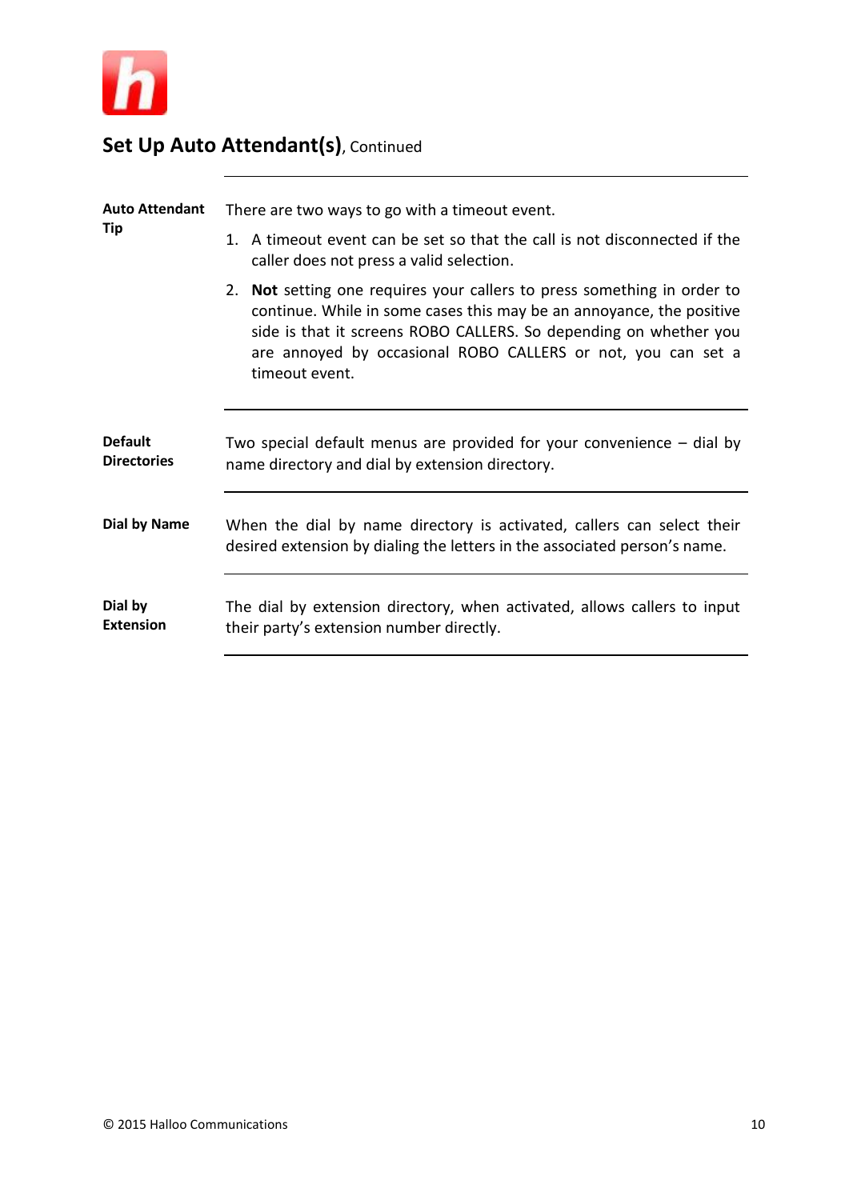## Set Up Auto Attendant(s), Continued

**Auto Attendant Tip**

There are two ways to go with a timeout event.

1. A timeout event can be set so that the call is not disconnected if the caller does not press a valid selection.
2. **Not** setting one requires your callers to press something in order to continue. While in some cases this may be an annoyance, the positive side is that it screens ROBO CALLERS. So depending on whether you are annoyed by occasional ROBO CALLERS or not, you can set a timeout event.

**Default Directories**

Two special default menus are provided for your convenience – dial by name directory and dial by extension directory.

**Dial by Name**

When the dial by name directory is activated, callers can select their desired extension by dialing the letters in the associated person's name.

**Dial by Extension**

The dial by extension directory, when activated, allows callers to input their party's extension number directly.

© 2015 Halloo Communications